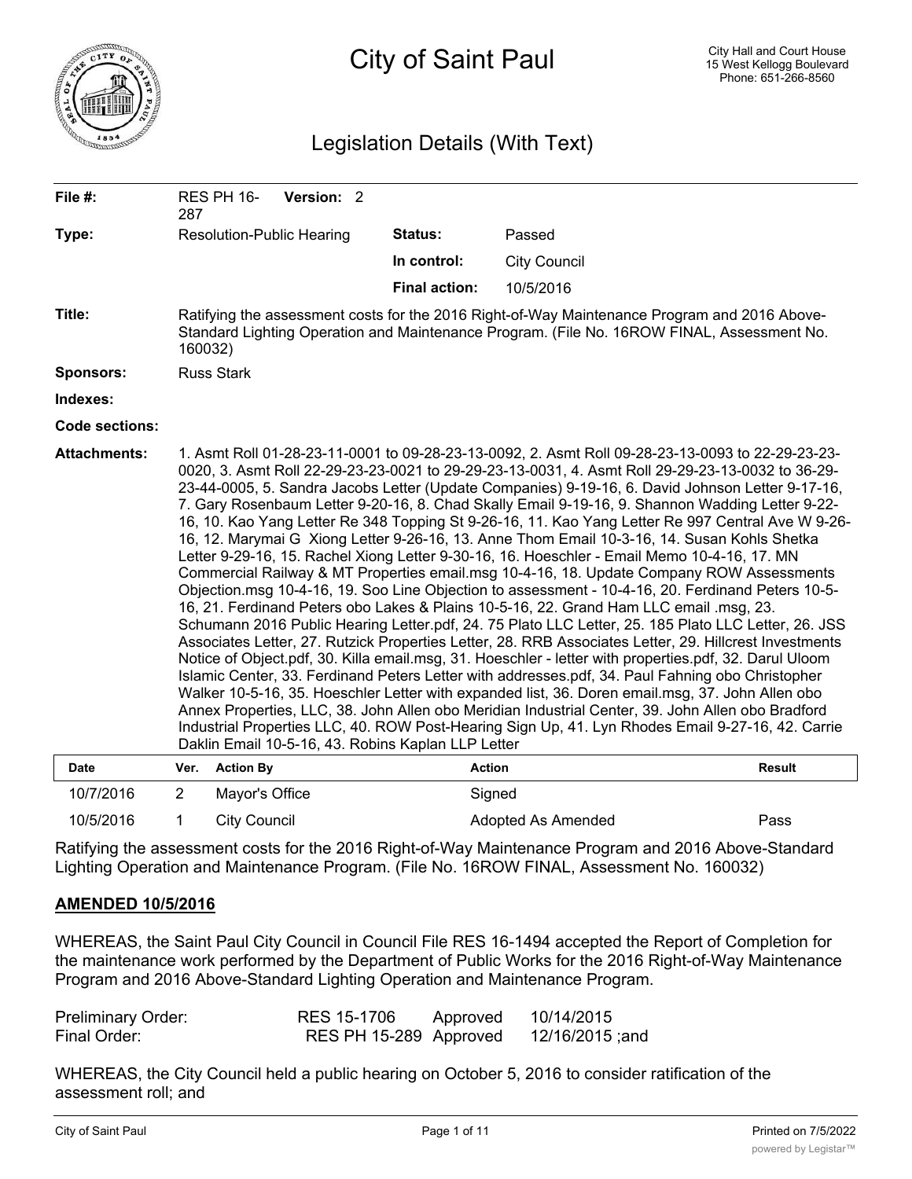# City of Saint Paul

City Hall and Court House
15 West Kellogg Boulevard
Phone: 651-266-8560

## Legislation Details (With Text)

| | | | |
|---|---|---|---|
| **File #:** | RES PH 16-287 **Version:** 2 | | |
| **Type:** | Resolution-Public Hearing | **Status:** | Passed |
| | | **In control:** | City Council |
| | | **Final action:** | 10/5/2016 |

**Title:** Ratifying the assessment costs for the 2016 Right-of-Way Maintenance Program and 2016 Above-Standard Lighting Operation and Maintenance Program. (File No. 16ROW FINAL, Assessment No. 160032)

**Sponsors:** Russ Stark

**Indexes:**

**Code sections:**

**Attachments:** 1. Asmt Roll 01-28-23-11-0001 to 09-28-23-13-0092, 2. Asmt Roll 09-28-23-13-0093 to 22-29-23-23-0020, 3. Asmt Roll 22-29-23-23-0021 to 29-29-23-13-0031, 4. Asmt Roll 29-29-23-13-0032 to 36-29-23-44-0005, 5. Sandra Jacobs Letter (Update Companies) 9-19-16, 6. David Johnson Letter 9-17-16, 7. Gary Rosenbaum Letter 9-20-16, 8. Chad Skally Email 9-19-16, 9. Shannon Wadding Letter 9-22-16, 10. Kao Yang Letter Re 348 Topping St 9-26-16, 11. Kao Yang Letter Re 997 Central Ave W 9-26-16, 12. Marymai G Xiong Letter 9-26-16, 13. Anne Thom Email 10-3-16, 14. Susan Kohls Shetka Letter 9-29-16, 15. Rachel Xiong Letter 9-30-16, 16. Hoeschler - Email Memo 10-4-16, 17. MN Commercial Railway & MT Properties email.msg 10-4-16, 18. Update Company ROW Assessments Objection.msg 10-4-16, 19. Soo Line Objection to assessment - 10-4-16, 20. Ferdinand Peters 10-5-16, 21. Ferdinand Peters obo Lakes & Plains 10-5-16, 22. Grand Ham LLC email .msg, 23. Schumann 2016 Public Hearing Letter.pdf, 24. 75 Plato LLC Letter, 25. 185 Plato LLC Letter, 26. JSS Associates Letter, 27. Rutzick Properties Letter, 28. RRB Associates Letter, 29. Hillcrest Investments Notice of Object.pdf, 30. Killa email.msg, 31. Hoeschler - letter with properties.pdf, 32. Darul Uloom Islamic Center, 33. Ferdinand Peters Letter with addresses.pdf, 34. Paul Fahning obo Christopher Walker 10-5-16, 35. Hoeschler Letter with expanded list, 36. Doren email.msg, 37. John Allen obo Annex Properties, LLC, 38. John Allen obo Meridian Industrial Center, 39. John Allen obo Bradford Industrial Properties LLC, 40. ROW Post-Hearing Sign Up, 41. Lyn Rhodes Email 9-27-16, 42. Carrie Daklin Email 10-5-16, 43. Robins Kaplan LLP Letter

| Date | Ver. | Action By | Action | Result |
|---|---|---|---|---|
| 10/7/2016 | 2 | Mayor's Office | Signed | |
| 10/5/2016 | 1 | City Council | Adopted As Amended | Pass |

Ratifying the assessment costs for the 2016 Right-of-Way Maintenance Program and 2016 Above-Standard Lighting Operation and Maintenance Program. (File No. 16ROW FINAL, Assessment No. 160032)

**AMENDED 10/5/2016**

WHEREAS, the Saint Paul City Council in Council File RES 16-1494 accepted the Report of Completion for the maintenance work performed by the Department of Public Works for the 2016 Right-of-Way Maintenance Program and 2016 Above-Standard Lighting Operation and Maintenance Program.

| | | | |
|---|---|---|---|
| Preliminary Order: | RES 15-1706 | Approved | 10/14/2015 |
| Final Order: | RES PH 15-289 | Approved | 12/16/2015 ;and |

WHEREAS, the City Council held a public hearing on October 5, 2016 to consider ratification of the assessment roll; and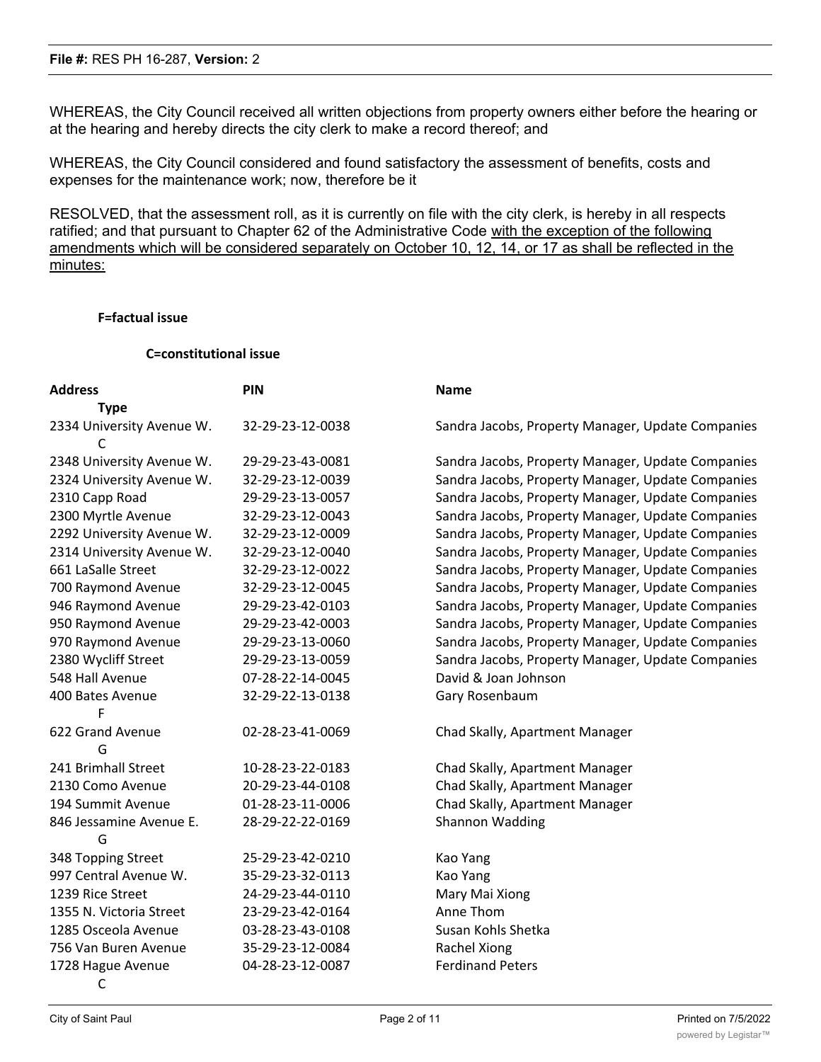WHEREAS, the City Council received all written objections from property owners either before the hearing or at the hearing and hereby directs the city clerk to make a record thereof; and

WHEREAS, the City Council considered and found satisfactory the assessment of benefits, costs and expenses for the maintenance work; now, therefore be it

RESOLVED, that the assessment roll, as it is currently on file with the city clerk, is hereby in all respects ratified; and that pursuant to Chapter 62 of the Administrative Code with the exception of the following amendments which will be considered separately on October 10, 12, 14, or 17 as shall be reflected in the minutes:

**F=factual issue**

**C=constitutional issue**

| Address | PIN | Name | Type |
|---|---|---|---|
| 2334 University Avenue W. | 32-29-23-12-0038 | Sandra Jacobs, Property Manager, Update Companies | C |
| 2348 University Avenue W. | 29-29-23-43-0081 | Sandra Jacobs, Property Manager, Update Companies | |
| 2324 University Avenue W. | 32-29-23-12-0039 | Sandra Jacobs, Property Manager, Update Companies | |
| 2310 Capp Road | 29-29-23-13-0057 | Sandra Jacobs, Property Manager, Update Companies | |
| 2300 Myrtle Avenue | 32-29-23-12-0043 | Sandra Jacobs, Property Manager, Update Companies | |
| 2292 University Avenue W. | 32-29-23-12-0009 | Sandra Jacobs, Property Manager, Update Companies | |
| 2314 University Avenue W. | 32-29-23-12-0040 | Sandra Jacobs, Property Manager, Update Companies | |
| 661 LaSalle Street | 32-29-23-12-0022 | Sandra Jacobs, Property Manager, Update Companies | |
| 700 Raymond Avenue | 32-29-23-12-0045 | Sandra Jacobs, Property Manager, Update Companies | |
| 946 Raymond Avenue | 29-29-23-42-0103 | Sandra Jacobs, Property Manager, Update Companies | |
| 950 Raymond Avenue | 29-29-23-42-0003 | Sandra Jacobs, Property Manager, Update Companies | |
| 970 Raymond Avenue | 29-29-23-13-0060 | Sandra Jacobs, Property Manager, Update Companies | |
| 2380 Wycliff Street | 29-29-23-13-0059 | Sandra Jacobs, Property Manager, Update Companies | |
| 548 Hall Avenue | 07-28-22-14-0045 | David & Joan Johnson | |
| 400 Bates Avenue | 32-29-22-13-0138 | Gary Rosenbaum | F |
| 622 Grand Avenue | 02-28-23-41-0069 | Chad Skally, Apartment Manager | G |
| 241 Brimhall Street | 10-28-23-22-0183 | Chad Skally, Apartment Manager | |
| 2130 Como Avenue | 20-29-23-44-0108 | Chad Skally, Apartment Manager | |
| 194 Summit Avenue | 01-28-23-11-0006 | Chad Skally, Apartment Manager | |
| 846 Jessamine Avenue E. | 28-29-22-22-0169 | Shannon Wadding | G |
| 348 Topping Street | 25-29-23-42-0210 | Kao Yang | |
| 997 Central Avenue W. | 35-29-23-32-0113 | Kao Yang | |
| 1239 Rice Street | 24-29-23-44-0110 | Mary Mai Xiong | |
| 1355 N. Victoria Street | 23-29-23-42-0164 | Anne Thom | |
| 1285 Osceola Avenue | 03-28-23-43-0108 | Susan Kohls Shetka | |
| 756 Van Buren Avenue | 35-29-23-12-0084 | Rachel Xiong | |
| 1728 Hague Avenue | 04-28-23-12-0087 | Ferdinand Peters | C |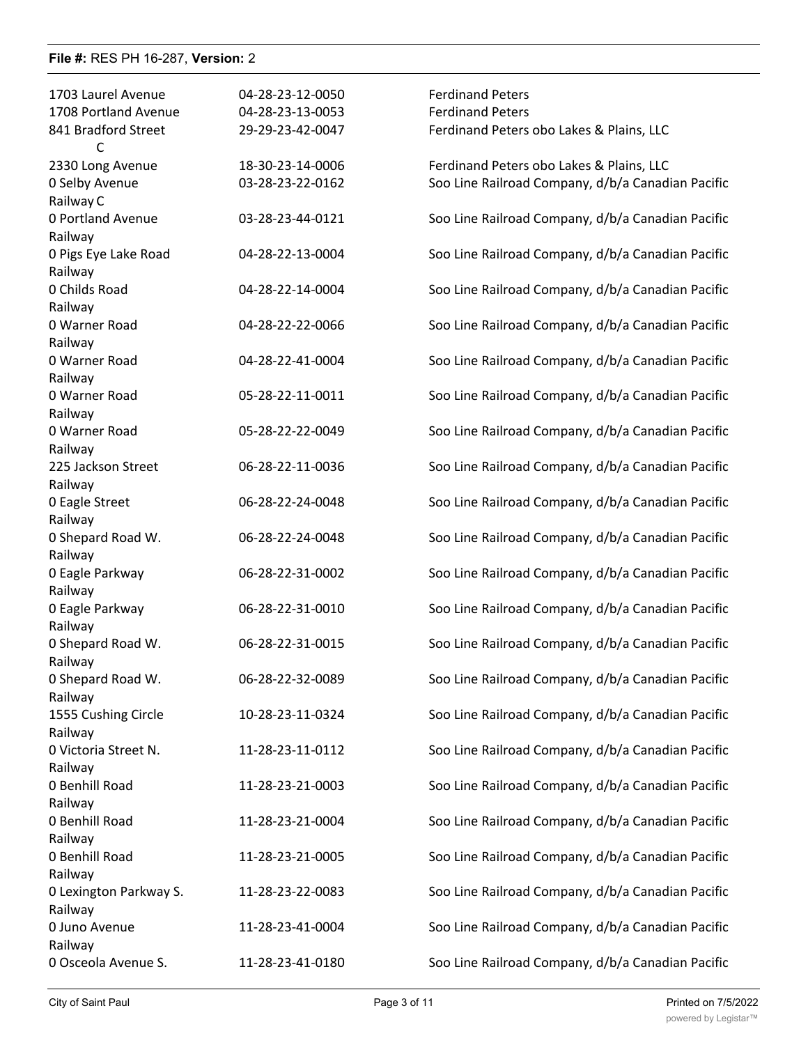| | | |
|---|---|---|
| 1703 Laurel Avenue | 04-28-23-12-0050 | Ferdinand Peters |
| 1708 Portland Avenue | 04-28-23-13-0053 | Ferdinand Peters |
| 841 Bradford Street C | 29-29-23-42-0047 | Ferdinand Peters obo Lakes & Plains, LLC |
| 2330 Long Avenue | 18-30-23-14-0006 | Ferdinand Peters obo Lakes & Plains, LLC |
| 0 Selby Avenue | 03-28-23-22-0162 | Soo Line Railroad Company, d/b/a Canadian Pacific Railway C |
| 0 Portland Avenue | 03-28-23-44-0121 | Soo Line Railroad Company, d/b/a Canadian Pacific Railway |
| 0 Pigs Eye Lake Road | 04-28-22-13-0004 | Soo Line Railroad Company, d/b/a Canadian Pacific Railway |
| 0 Childs Road | 04-28-22-14-0004 | Soo Line Railroad Company, d/b/a Canadian Pacific Railway |
| 0 Warner Road | 04-28-22-22-0066 | Soo Line Railroad Company, d/b/a Canadian Pacific Railway |
| 0 Warner Road | 04-28-22-41-0004 | Soo Line Railroad Company, d/b/a Canadian Pacific Railway |
| 0 Warner Road | 05-28-22-11-0011 | Soo Line Railroad Company, d/b/a Canadian Pacific Railway |
| 0 Warner Road | 05-28-22-22-0049 | Soo Line Railroad Company, d/b/a Canadian Pacific Railway |
| 225 Jackson Street | 06-28-22-11-0036 | Soo Line Railroad Company, d/b/a Canadian Pacific Railway |
| 0 Eagle Street | 06-28-22-24-0048 | Soo Line Railroad Company, d/b/a Canadian Pacific Railway |
| 0 Shepard Road W. | 06-28-22-24-0048 | Soo Line Railroad Company, d/b/a Canadian Pacific Railway |
| 0 Eagle Parkway | 06-28-22-31-0002 | Soo Line Railroad Company, d/b/a Canadian Pacific Railway |
| 0 Eagle Parkway | 06-28-22-31-0010 | Soo Line Railroad Company, d/b/a Canadian Pacific Railway |
| 0 Shepard Road W. | 06-28-22-31-0015 | Soo Line Railroad Company, d/b/a Canadian Pacific Railway |
| 0 Shepard Road W. | 06-28-22-32-0089 | Soo Line Railroad Company, d/b/a Canadian Pacific Railway |
| 1555 Cushing Circle | 10-28-23-11-0324 | Soo Line Railroad Company, d/b/a Canadian Pacific Railway |
| 0 Victoria Street N. | 11-28-23-11-0112 | Soo Line Railroad Company, d/b/a Canadian Pacific Railway |
| 0 Benhill Road | 11-28-23-21-0003 | Soo Line Railroad Company, d/b/a Canadian Pacific Railway |
| 0 Benhill Road | 11-28-23-21-0004 | Soo Line Railroad Company, d/b/a Canadian Pacific Railway |
| 0 Benhill Road | 11-28-23-21-0005 | Soo Line Railroad Company, d/b/a Canadian Pacific Railway |
| 0 Lexington Parkway S. | 11-28-23-22-0083 | Soo Line Railroad Company, d/b/a Canadian Pacific Railway |
| 0 Juno Avenue | 11-28-23-41-0004 | Soo Line Railroad Company, d/b/a Canadian Pacific Railway |
| 0 Osceola Avenue S. | 11-28-23-41-0180 | Soo Line Railroad Company, d/b/a Canadian Pacific |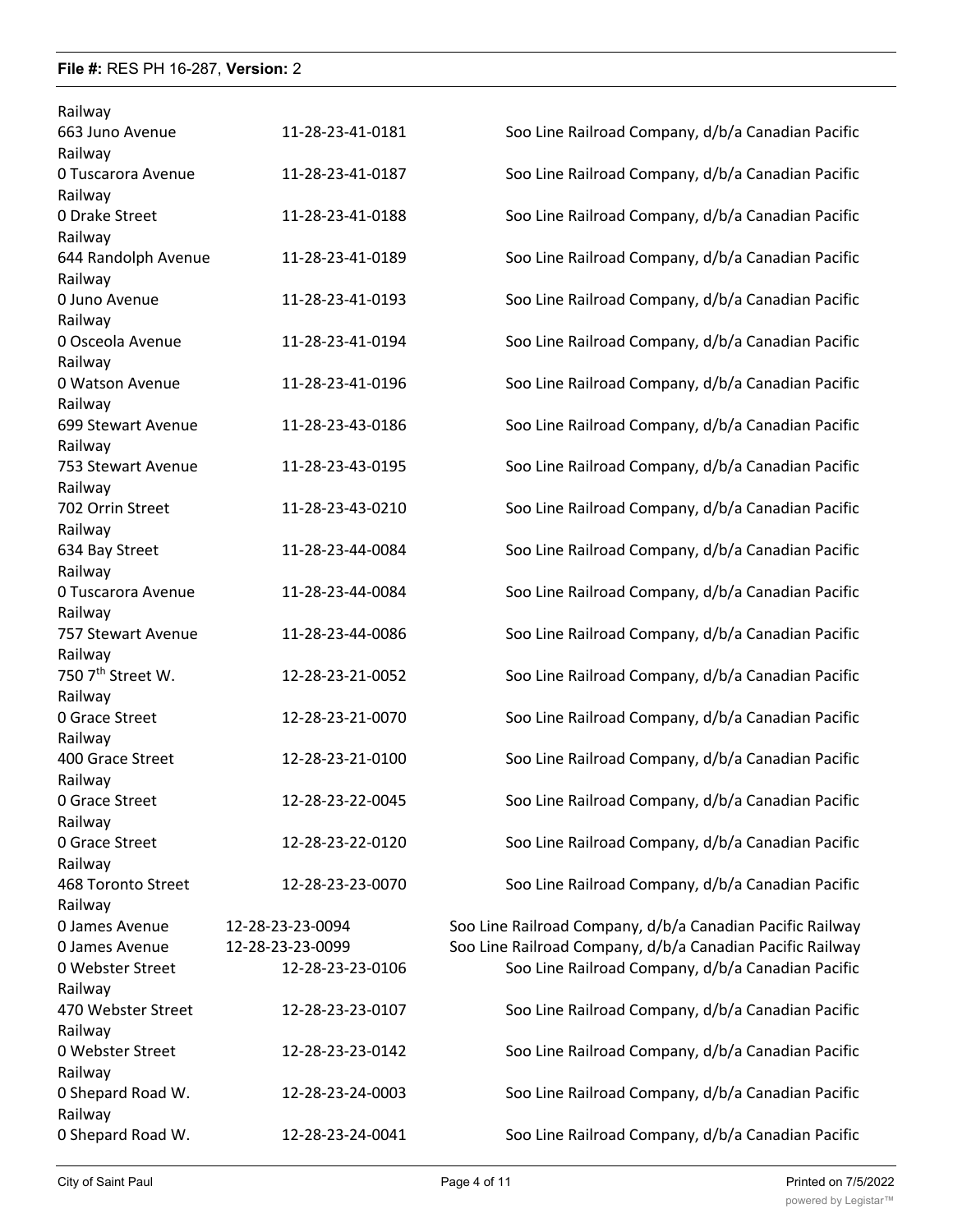Railway

| | | |
|---|---|---|
| 663 Juno Avenue | 11-28-23-41-0181 | Soo Line Railroad Company, d/b/a Canadian Pacific Railway |
| 0 Tuscarora Avenue | 11-28-23-41-0187 | Soo Line Railroad Company, d/b/a Canadian Pacific Railway |
| 0 Drake Street | 11-28-23-41-0188 | Soo Line Railroad Company, d/b/a Canadian Pacific Railway |
| 644 Randolph Avenue | 11-28-23-41-0189 | Soo Line Railroad Company, d/b/a Canadian Pacific Railway |
| 0 Juno Avenue | 11-28-23-41-0193 | Soo Line Railroad Company, d/b/a Canadian Pacific Railway |
| 0 Osceola Avenue | 11-28-23-41-0194 | Soo Line Railroad Company, d/b/a Canadian Pacific Railway |
| 0 Watson Avenue | 11-28-23-41-0196 | Soo Line Railroad Company, d/b/a Canadian Pacific Railway |
| 699 Stewart Avenue | 11-28-23-43-0186 | Soo Line Railroad Company, d/b/a Canadian Pacific Railway |
| 753 Stewart Avenue | 11-28-23-43-0195 | Soo Line Railroad Company, d/b/a Canadian Pacific Railway |
| 702 Orrin Street | 11-28-23-43-0210 | Soo Line Railroad Company, d/b/a Canadian Pacific Railway |
| 634 Bay Street | 11-28-23-44-0084 | Soo Line Railroad Company, d/b/a Canadian Pacific Railway |
| 0 Tuscarora Avenue | 11-28-23-44-0084 | Soo Line Railroad Company, d/b/a Canadian Pacific Railway |
| 757 Stewart Avenue | 11-28-23-44-0086 | Soo Line Railroad Company, d/b/a Canadian Pacific Railway |
| 750 7th Street W. | 12-28-23-21-0052 | Soo Line Railroad Company, d/b/a Canadian Pacific Railway |
| 0 Grace Street | 12-28-23-21-0070 | Soo Line Railroad Company, d/b/a Canadian Pacific Railway |
| 400 Grace Street | 12-28-23-21-0100 | Soo Line Railroad Company, d/b/a Canadian Pacific Railway |
| 0 Grace Street | 12-28-23-22-0045 | Soo Line Railroad Company, d/b/a Canadian Pacific Railway |
| 0 Grace Street | 12-28-23-22-0120 | Soo Line Railroad Company, d/b/a Canadian Pacific Railway |
| 468 Toronto Street | 12-28-23-23-0070 | Soo Line Railroad Company, d/b/a Canadian Pacific Railway |
| 0 James Avenue | 12-28-23-23-0094 | Soo Line Railroad Company, d/b/a Canadian Pacific Railway |
| 0 James Avenue | 12-28-23-23-0099 | Soo Line Railroad Company, d/b/a Canadian Pacific Railway |
| 0 Webster Street | 12-28-23-23-0106 | Soo Line Railroad Company, d/b/a Canadian Pacific Railway |
| 470 Webster Street | 12-28-23-23-0107 | Soo Line Railroad Company, d/b/a Canadian Pacific Railway |
| 0 Webster Street | 12-28-23-23-0142 | Soo Line Railroad Company, d/b/a Canadian Pacific Railway |
| 0 Shepard Road W. | 12-28-23-24-0003 | Soo Line Railroad Company, d/b/a Canadian Pacific Railway |
| 0 Shepard Road W. | 12-28-23-24-0041 | Soo Line Railroad Company, d/b/a Canadian Pacific |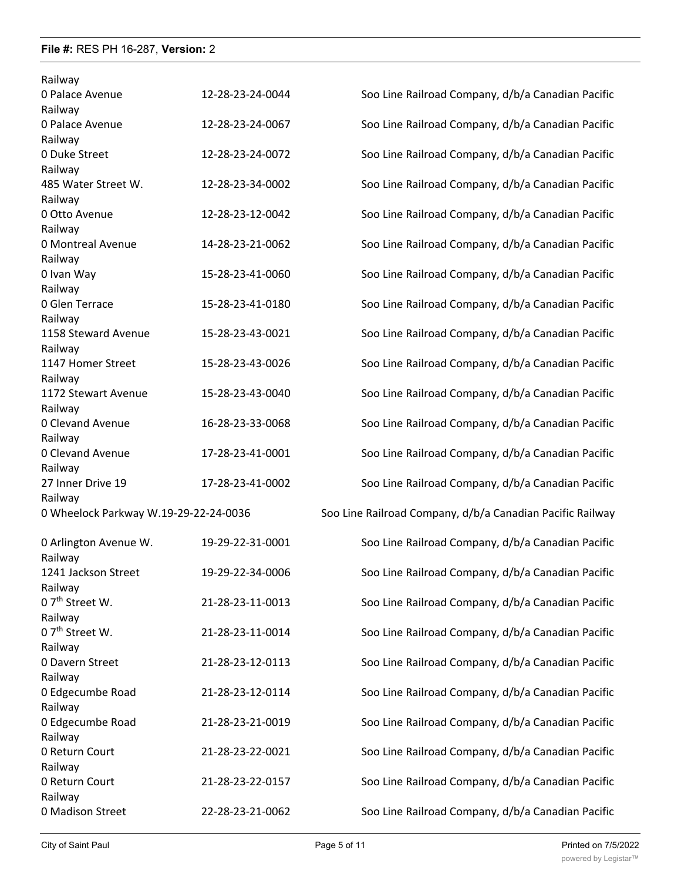Railway

| | | |
|---|---|---|
| 0 Palace Avenue | 12-28-23-24-0044 | Soo Line Railroad Company, d/b/a Canadian Pacific Railway |
| 0 Palace Avenue | 12-28-23-24-0067 | Soo Line Railroad Company, d/b/a Canadian Pacific Railway |
| 0 Duke Street | 12-28-23-24-0072 | Soo Line Railroad Company, d/b/a Canadian Pacific Railway |
| 485 Water Street W. | 12-28-23-34-0002 | Soo Line Railroad Company, d/b/a Canadian Pacific Railway |
| 0 Otto Avenue | 12-28-23-12-0042 | Soo Line Railroad Company, d/b/a Canadian Pacific Railway |
| 0 Montreal Avenue | 14-28-23-21-0062 | Soo Line Railroad Company, d/b/a Canadian Pacific Railway |
| 0 Ivan Way | 15-28-23-41-0060 | Soo Line Railroad Company, d/b/a Canadian Pacific Railway |
| 0 Glen Terrace | 15-28-23-41-0180 | Soo Line Railroad Company, d/b/a Canadian Pacific Railway |
| 1158 Steward Avenue | 15-28-23-43-0021 | Soo Line Railroad Company, d/b/a Canadian Pacific Railway |
| 1147 Homer Street | 15-28-23-43-0026 | Soo Line Railroad Company, d/b/a Canadian Pacific Railway |
| 1172 Stewart Avenue | 15-28-23-43-0040 | Soo Line Railroad Company, d/b/a Canadian Pacific Railway |
| 0 Clevand Avenue | 16-28-23-33-0068 | Soo Line Railroad Company, d/b/a Canadian Pacific Railway |
| 0 Clevand Avenue | 17-28-23-41-0001 | Soo Line Railroad Company, d/b/a Canadian Pacific Railway |
| 27 Inner Drive 19 | 17-28-23-41-0002 | Soo Line Railroad Company, d/b/a Canadian Pacific Railway |
| 0 Wheelock Parkway W. | 19-29-22-24-0036 | Soo Line Railroad Company, d/b/a Canadian Pacific Railway |
| 0 Arlington Avenue W. | 19-29-22-31-0001 | Soo Line Railroad Company, d/b/a Canadian Pacific Railway |
| 1241 Jackson Street | 19-29-22-34-0006 | Soo Line Railroad Company, d/b/a Canadian Pacific Railway |
| 0 7th Street W. | 21-28-23-11-0013 | Soo Line Railroad Company, d/b/a Canadian Pacific Railway |
| 0 7th Street W. | 21-28-23-11-0014 | Soo Line Railroad Company, d/b/a Canadian Pacific Railway |
| 0 Davern Street | 21-28-23-12-0113 | Soo Line Railroad Company, d/b/a Canadian Pacific Railway |
| 0 Edgecumbe Road | 21-28-23-12-0114 | Soo Line Railroad Company, d/b/a Canadian Pacific Railway |
| 0 Edgecumbe Road | 21-28-23-21-0019 | Soo Line Railroad Company, d/b/a Canadian Pacific Railway |
| 0 Return Court | 21-28-23-22-0021 | Soo Line Railroad Company, d/b/a Canadian Pacific Railway |
| 0 Return Court | 21-28-23-22-0157 | Soo Line Railroad Company, d/b/a Canadian Pacific Railway |
| 0 Madison Street | 22-28-23-21-0062 | Soo Line Railroad Company, d/b/a Canadian Pacific |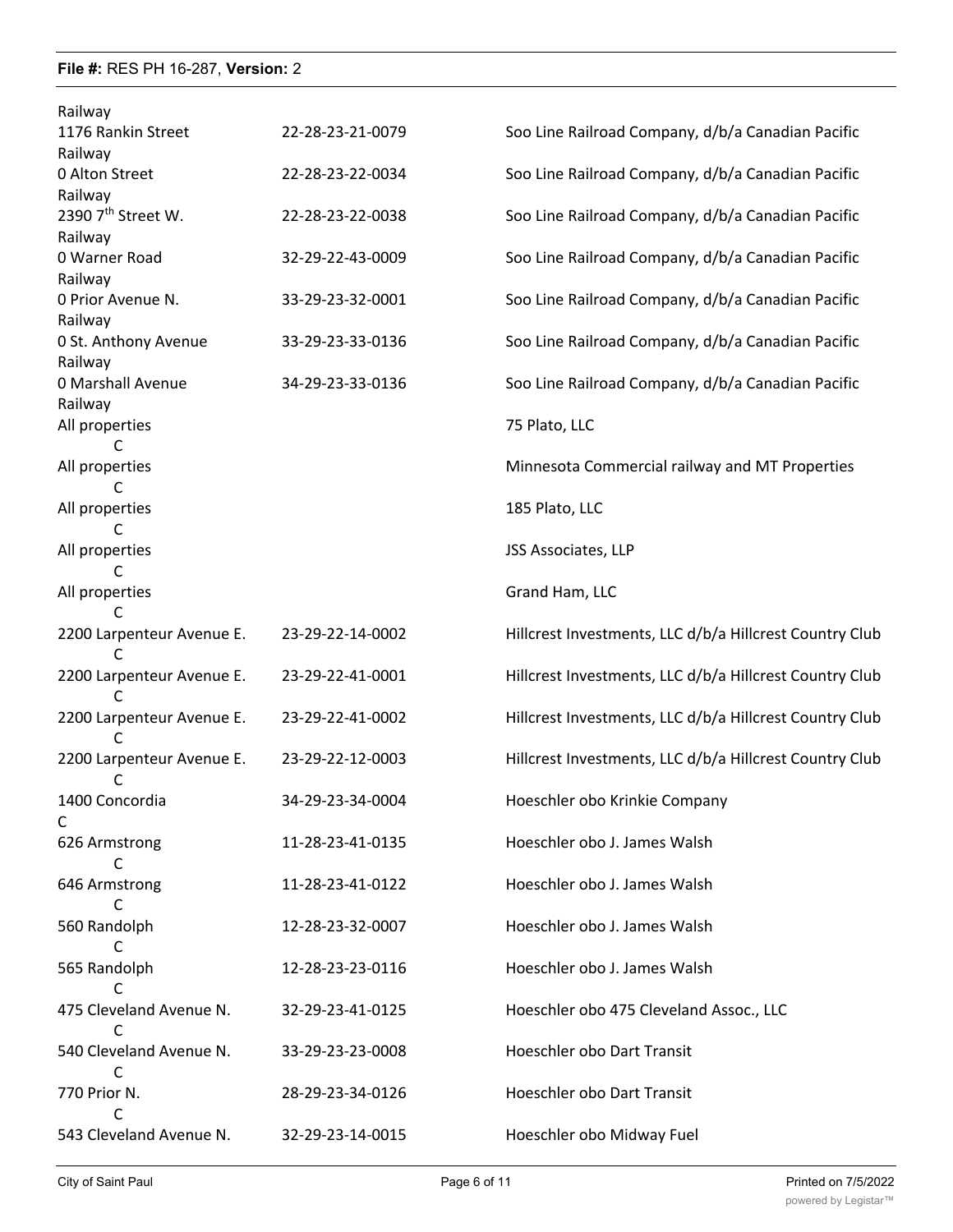Railway

| | | |
|---|---|---|
| 1176 Rankin Street Railway | 22-28-23-21-0079 | Soo Line Railroad Company, d/b/a Canadian Pacific |
| 0 Alton Street Railway | 22-28-23-22-0034 | Soo Line Railroad Company, d/b/a Canadian Pacific |
| 2390 7th Street W. Railway | 22-28-23-22-0038 | Soo Line Railroad Company, d/b/a Canadian Pacific |
| 0 Warner Road Railway | 32-29-22-43-0009 | Soo Line Railroad Company, d/b/a Canadian Pacific |
| 0 Prior Avenue N. Railway | 33-29-23-32-0001 | Soo Line Railroad Company, d/b/a Canadian Pacific |
| 0 St. Anthony Avenue Railway | 33-29-23-33-0136 | Soo Line Railroad Company, d/b/a Canadian Pacific |
| 0 Marshall Avenue Railway | 34-29-23-33-0136 | Soo Line Railroad Company, d/b/a Canadian Pacific |
| All properties C | | 75 Plato, LLC |
| All properties C | | Minnesota Commercial railway and MT Properties |
| All properties C | | 185 Plato, LLC |
| All properties C | | JSS Associates, LLP |
| All properties C | | Grand Ham, LLC |
| 2200 Larpenteur Avenue E. C | 23-29-22-14-0002 | Hillcrest Investments, LLC d/b/a Hillcrest Country Club |
| 2200 Larpenteur Avenue E. C | 23-29-22-41-0001 | Hillcrest Investments, LLC d/b/a Hillcrest Country Club |
| 2200 Larpenteur Avenue E. C | 23-29-22-41-0002 | Hillcrest Investments, LLC d/b/a Hillcrest Country Club |
| 2200 Larpenteur Avenue E. C | 23-29-22-12-0003 | Hillcrest Investments, LLC d/b/a Hillcrest Country Club |
| 1400 Concordia C | 34-29-23-34-0004 | Hoeschler obo Krinkie Company |
| 626 Armstrong C | 11-28-23-41-0135 | Hoeschler obo J. James Walsh |
| 646 Armstrong C | 11-28-23-41-0122 | Hoeschler obo J. James Walsh |
| 560 Randolph C | 12-28-23-32-0007 | Hoeschler obo J. James Walsh |
| 565 Randolph C | 12-28-23-23-0116 | Hoeschler obo J. James Walsh |
| 475 Cleveland Avenue N. C | 32-29-23-41-0125 | Hoeschler obo 475 Cleveland Assoc., LLC |
| 540 Cleveland Avenue N. C | 33-29-23-23-0008 | Hoeschler obo Dart Transit |
| 770 Prior N. C | 28-29-23-34-0126 | Hoeschler obo Dart Transit |
| 543 Cleveland Avenue N. | 32-29-23-14-0015 | Hoeschler obo Midway Fuel |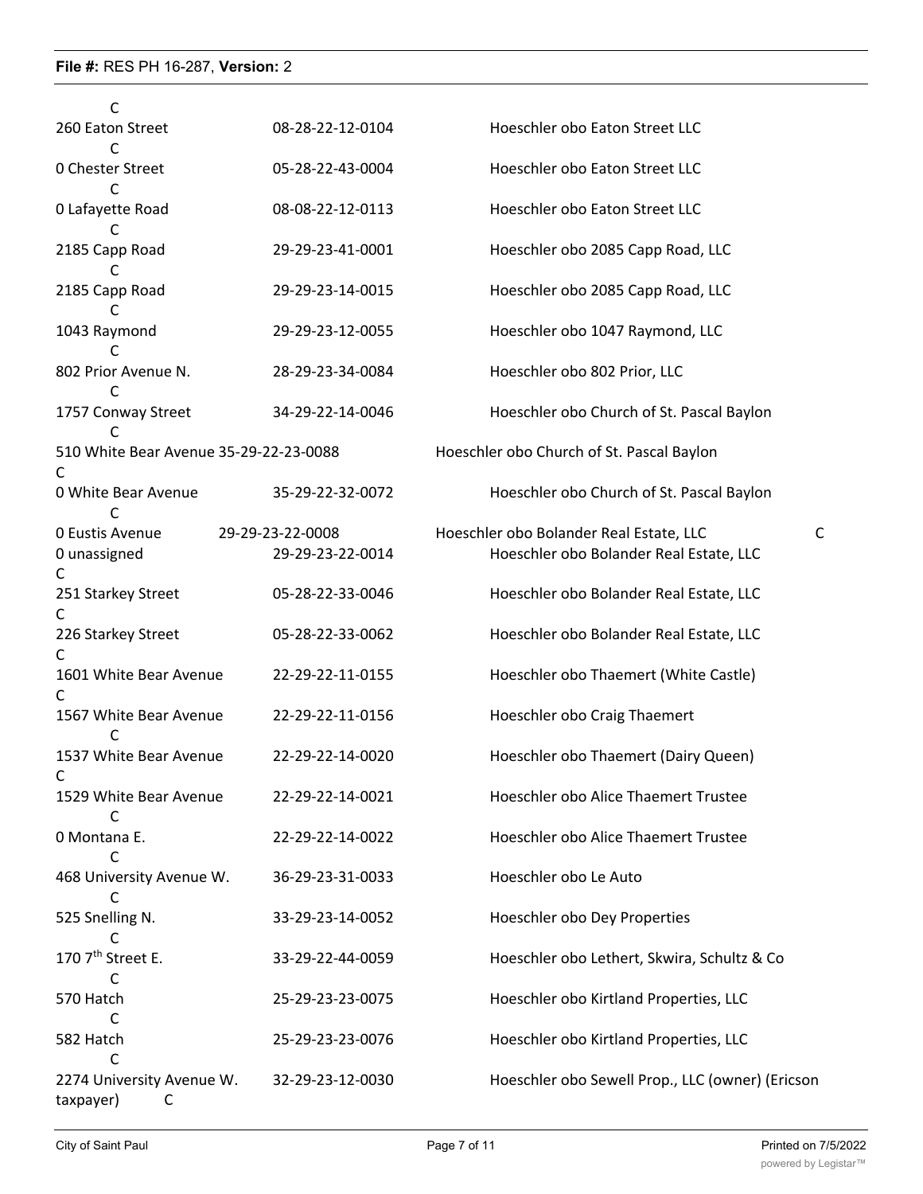C

| | | | |
|---|---|---|---|
| 260 Eaton Street | 08-28-22-12-0104 | Hoeschler obo Eaton Street LLC | C |
| 0 Chester Street | 05-28-22-43-0004 | Hoeschler obo Eaton Street LLC | C |
| 0 Lafayette Road | 08-08-22-12-0113 | Hoeschler obo Eaton Street LLC | C |
| 2185 Capp Road | 29-29-23-41-0001 | Hoeschler obo 2085 Capp Road, LLC | C |
| 2185 Capp Road | 29-29-23-14-0015 | Hoeschler obo 2085 Capp Road, LLC | C |
| 1043 Raymond | 29-29-23-12-0055 | Hoeschler obo 1047 Raymond, LLC | C |
| 802 Prior Avenue N. | 28-29-23-34-0084 | Hoeschler obo 802 Prior, LLC | C |
| 1757 Conway Street | 34-29-22-14-0046 | Hoeschler obo Church of St. Pascal Baylon | C |
| 510 White Bear Avenue | 35-29-22-23-0088 | Hoeschler obo Church of St. Pascal Baylon | C |
| 0 White Bear Avenue | 35-29-22-32-0072 | Hoeschler obo Church of St. Pascal Baylon | C |
| 0 Eustis Avenue | 29-29-23-22-0008 | Hoeschler obo Bolander Real Estate, LLC | C |
| 0 unassigned | 29-29-23-22-0014 | Hoeschler obo Bolander Real Estate, LLC | C |
| 251 Starkey Street | 05-28-22-33-0046 | Hoeschler obo Bolander Real Estate, LLC | C |
| 226 Starkey Street | 05-28-22-33-0062 | Hoeschler obo Bolander Real Estate, LLC | C |
| 1601 White Bear Avenue | 22-29-22-11-0155 | Hoeschler obo Thaemert (White Castle) | C |
| 1567 White Bear Avenue | 22-29-22-11-0156 | Hoeschler obo Craig Thaemert | C |
| 1537 White Bear Avenue | 22-29-22-14-0020 | Hoeschler obo Thaemert (Dairy Queen) | C |
| 1529 White Bear Avenue | 22-29-22-14-0021 | Hoeschler obo Alice Thaemert Trustee | C |
| 0 Montana E. | 22-29-22-14-0022 | Hoeschler obo Alice Thaemert Trustee | C |
| 468 University Avenue W. | 36-29-23-31-0033 | Hoeschler obo Le Auto | C |
| 525 Snelling N. | 33-29-23-14-0052 | Hoeschler obo Dey Properties | C |
| 170 7th Street E. | 33-29-22-44-0059 | Hoeschler obo Lethert, Skwira, Schultz & Co | C |
| 570 Hatch | 25-29-23-23-0075 | Hoeschler obo Kirtland Properties, LLC | C |
| 582 Hatch | 25-29-23-23-0076 | Hoeschler obo Kirtland Properties, LLC | C |
| 2274 University Avenue W. | 32-29-23-12-0030 | Hoeschler obo Sewell Prop., LLC (owner) (Ericson taxpayer) | C |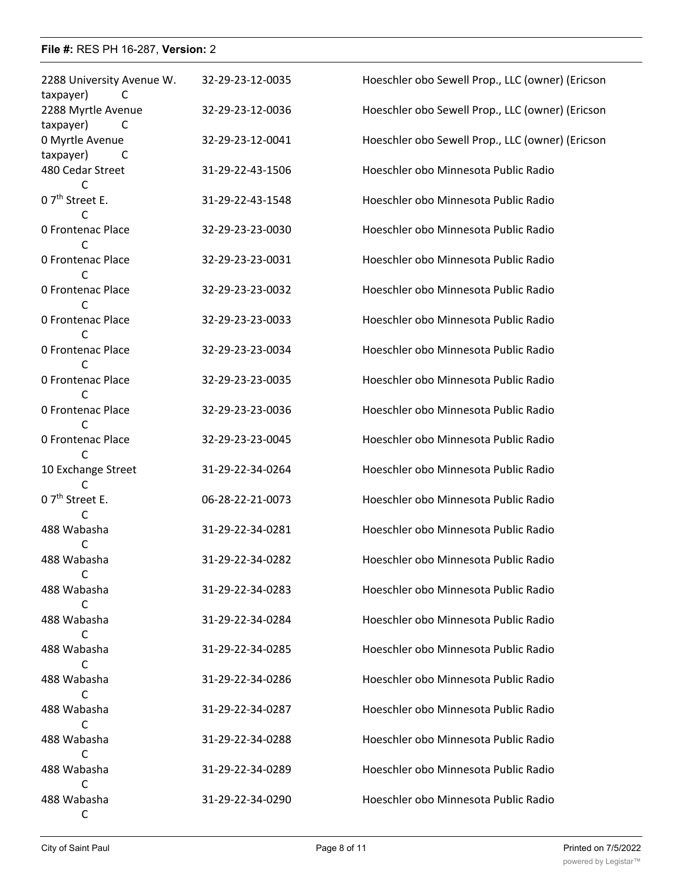| | | |
|---|---|---|
| 2288 University Avenue W. | 32-29-23-12-0035 | Hoeschler obo Sewell Prop., LLC (owner) (Ericson taxpayer) C |
| 2288 Myrtle Avenue | 32-29-23-12-0036 | Hoeschler obo Sewell Prop., LLC (owner) (Ericson taxpayer) C |
| 0 Myrtle Avenue | 32-29-23-12-0041 | Hoeschler obo Sewell Prop., LLC (owner) (Ericson taxpayer) C |
| 480 Cedar Street | 31-29-22-43-1506 | Hoeschler obo Minnesota Public Radio C |
| 0 7th Street E. | 31-29-22-43-1548 | Hoeschler obo Minnesota Public Radio C |
| 0 Frontenac Place | 32-29-23-23-0030 | Hoeschler obo Minnesota Public Radio C |
| 0 Frontenac Place | 32-29-23-23-0031 | Hoeschler obo Minnesota Public Radio C |
| 0 Frontenac Place | 32-29-23-23-0032 | Hoeschler obo Minnesota Public Radio C |
| 0 Frontenac Place | 32-29-23-23-0033 | Hoeschler obo Minnesota Public Radio C |
| 0 Frontenac Place | 32-29-23-23-0034 | Hoeschler obo Minnesota Public Radio C |
| 0 Frontenac Place | 32-29-23-23-0035 | Hoeschler obo Minnesota Public Radio C |
| 0 Frontenac Place | 32-29-23-23-0036 | Hoeschler obo Minnesota Public Radio C |
| 0 Frontenac Place | 32-29-23-23-0045 | Hoeschler obo Minnesota Public Radio C |
| 10 Exchange Street | 31-29-22-34-0264 | Hoeschler obo Minnesota Public Radio C |
| 0 7th Street E. | 06-28-22-21-0073 | Hoeschler obo Minnesota Public Radio C |
| 488 Wabasha | 31-29-22-34-0281 | Hoeschler obo Minnesota Public Radio C |
| 488 Wabasha | 31-29-22-34-0282 | Hoeschler obo Minnesota Public Radio C |
| 488 Wabasha | 31-29-22-34-0283 | Hoeschler obo Minnesota Public Radio C |
| 488 Wabasha | 31-29-22-34-0284 | Hoeschler obo Minnesota Public Radio C |
| 488 Wabasha | 31-29-22-34-0285 | Hoeschler obo Minnesota Public Radio C |
| 488 Wabasha | 31-29-22-34-0286 | Hoeschler obo Minnesota Public Radio C |
| 488 Wabasha | 31-29-22-34-0287 | Hoeschler obo Minnesota Public Radio C |
| 488 Wabasha | 31-29-22-34-0288 | Hoeschler obo Minnesota Public Radio C |
| 488 Wabasha | 31-29-22-34-0289 | Hoeschler obo Minnesota Public Radio C |
| 488 Wabasha | 31-29-22-34-0290 | Hoeschler obo Minnesota Public Radio C |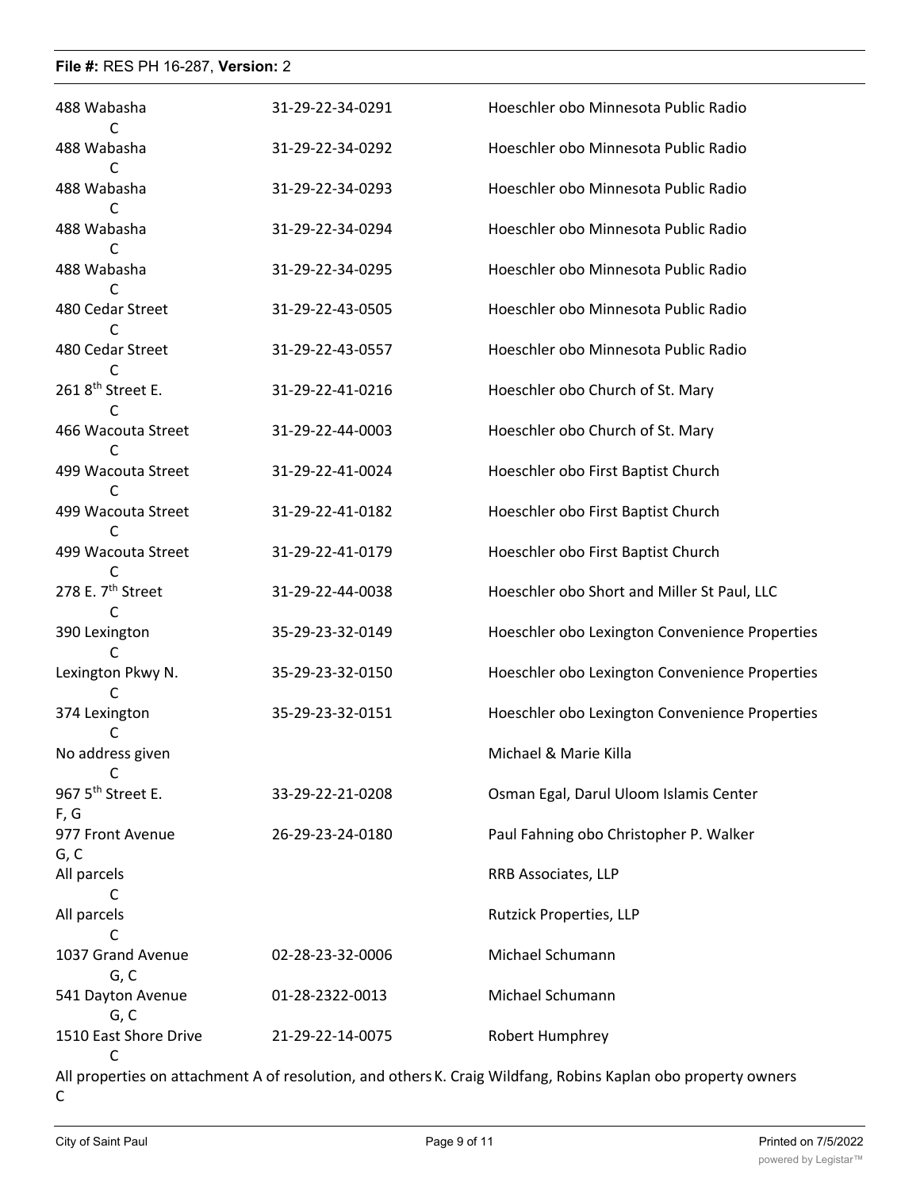| | | |
|---|---|---|
| 488 Wabasha C | 31-29-22-34-0291 | Hoeschler obo Minnesota Public Radio |
| 488 Wabasha C | 31-29-22-34-0292 | Hoeschler obo Minnesota Public Radio |
| 488 Wabasha C | 31-29-22-34-0293 | Hoeschler obo Minnesota Public Radio |
| 488 Wabasha C | 31-29-22-34-0294 | Hoeschler obo Minnesota Public Radio |
| 488 Wabasha C | 31-29-22-34-0295 | Hoeschler obo Minnesota Public Radio |
| 480 Cedar Street C | 31-29-22-43-0505 | Hoeschler obo Minnesota Public Radio |
| 480 Cedar Street C | 31-29-22-43-0557 | Hoeschler obo Minnesota Public Radio |
| 261 8th Street E. C | 31-29-22-41-0216 | Hoeschler obo Church of St. Mary |
| 466 Wacouta Street C | 31-29-22-44-0003 | Hoeschler obo Church of St. Mary |
| 499 Wacouta Street C | 31-29-22-41-0024 | Hoeschler obo First Baptist Church |
| 499 Wacouta Street C | 31-29-22-41-0182 | Hoeschler obo First Baptist Church |
| 499 Wacouta Street C | 31-29-22-41-0179 | Hoeschler obo First Baptist Church |
| 278 E. 7th Street C | 31-29-22-44-0038 | Hoeschler obo Short and Miller St Paul, LLC |
| 390 Lexington C | 35-29-23-32-0149 | Hoeschler obo Lexington Convenience Properties |
| Lexington Pkwy N. C | 35-29-23-32-0150 | Hoeschler obo Lexington Convenience Properties |
| 374 Lexington C | 35-29-23-32-0151 | Hoeschler obo Lexington Convenience Properties |
| No address given C | | Michael & Marie Killa |
| 967 5th Street E. F, G | 33-29-22-21-0208 | Osman Egal, Darul Uloom Islamis Center |
| 977 Front Avenue G, C | 26-29-23-24-0180 | Paul Fahning obo Christopher P. Walker |
| All parcels C | | RRB Associates, LLP |
| All parcels C | | Rutzick Properties, LLP |
| 1037 Grand Avenue G, C | 02-28-23-32-0006 | Michael Schumann |
| 541 Dayton Avenue G, C | 01-28-2322-0013 | Michael Schumann |
| 1510 East Shore Drive C | 21-29-22-14-0075 | Robert Humphrey |
| All properties on attachment A of resolution, and others C | | K. Craig Wildfang, Robins Kaplan obo property owners |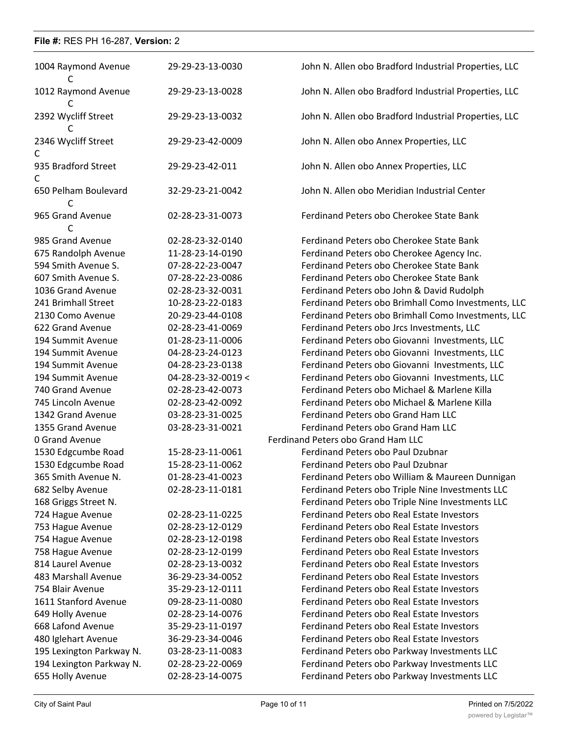| | | |
|---|---|---|
| 1004 Raymond Avenue C | 29-29-23-13-0030 | John N. Allen obo Bradford Industrial Properties, LLC |
| 1012 Raymond Avenue C | 29-29-23-13-0028 | John N. Allen obo Bradford Industrial Properties, LLC |
| 2392 Wycliff Street C | 29-29-23-13-0032 | John N. Allen obo Bradford Industrial Properties, LLC |
| 2346 Wycliff Street C | 29-29-23-42-0009 | John N. Allen obo Annex Properties, LLC |
| 935 Bradford Street C | 29-29-23-42-011 | John N. Allen obo Annex Properties, LLC |
| 650 Pelham Boulevard C | 32-29-23-21-0042 | John N. Allen obo Meridian Industrial Center |
| 965 Grand Avenue C | 02-28-23-31-0073 | Ferdinand Peters obo Cherokee State Bank |
| 985 Grand Avenue | 02-28-23-32-0140 | Ferdinand Peters obo Cherokee State Bank |
| 675 Randolph Avenue | 11-28-23-14-0190 | Ferdinand Peters obo Cherokee Agency Inc. |
| 594 Smith Avenue S. | 07-28-22-23-0047 | Ferdinand Peters obo Cherokee State Bank |
| 607 Smith Avenue S. | 07-28-22-23-0086 | Ferdinand Peters obo Cherokee State Bank |
| 1036 Grand Avenue | 02-28-23-32-0031 | Ferdinand Peters obo John & David Rudolph |
| 241 Brimhall Street | 10-28-23-22-0183 | Ferdinand Peters obo Brimhall Como Investments, LLC |
| 2130 Como Avenue | 20-29-23-44-0108 | Ferdinand Peters obo Brimhall Como Investments, LLC |
| 622 Grand Avenue | 02-28-23-41-0069 | Ferdinand Peters obo Jrcs Investments, LLC |
| 194 Summit Avenue | 01-28-23-11-0006 | Ferdinand Peters obo Giovanni Investments, LLC |
| 194 Summit Avenue | 04-28-23-24-0123 | Ferdinand Peters obo Giovanni Investments, LLC |
| 194 Summit Avenue | 04-28-23-23-0138 | Ferdinand Peters obo Giovanni Investments, LLC |
| 194 Summit Avenue | 04-28-23-32-0019 < | Ferdinand Peters obo Giovanni Investments, LLC |
| 740 Grand Avenue | 02-28-23-42-0073 | Ferdinand Peters obo Michael & Marlene Killa |
| 745 Lincoln Avenue | 02-28-23-42-0092 | Ferdinand Peters obo Michael & Marlene Killa |
| 1342 Grand Avenue | 03-28-23-31-0025 | Ferdinand Peters obo Grand Ham LLC |
| 1355 Grand Avenue | 03-28-23-31-0021 | Ferdinand Peters obo Grand Ham LLC |
| 0 Grand Avenue | | Ferdinand Peters obo Grand Ham LLC |
| 1530 Edgcumbe Road | 15-28-23-11-0061 | Ferdinand Peters obo Paul Dzubnar |
| 1530 Edgcumbe Road | 15-28-23-11-0062 | Ferdinand Peters obo Paul Dzubnar |
| 365 Smith Avenue N. | 01-28-23-41-0023 | Ferdinand Peters obo William & Maureen Dunnigan |
| 682 Selby Avenue | 02-28-23-11-0181 | Ferdinand Peters obo Triple Nine Investments LLC |
| 168 Griggs Street N. | | Ferdinand Peters obo Triple Nine Investments LLC |
| 724 Hague Avenue | 02-28-23-11-0225 | Ferdinand Peters obo Real Estate Investors |
| 753 Hague Avenue | 02-28-23-12-0129 | Ferdinand Peters obo Real Estate Investors |
| 754 Hague Avenue | 02-28-23-12-0198 | Ferdinand Peters obo Real Estate Investors |
| 758 Hague Avenue | 02-28-23-12-0199 | Ferdinand Peters obo Real Estate Investors |
| 814 Laurel Avenue | 02-28-23-13-0032 | Ferdinand Peters obo Real Estate Investors |
| 483 Marshall Avenue | 36-29-23-34-0052 | Ferdinand Peters obo Real Estate Investors |
| 754 Blair Avenue | 35-29-23-12-0111 | Ferdinand Peters obo Real Estate Investors |
| 1611 Stanford Avenue | 09-28-23-11-0080 | Ferdinand Peters obo Real Estate Investors |
| 649 Holly Avenue | 02-28-23-14-0076 | Ferdinand Peters obo Real Estate Investors |
| 668 Lafond Avenue | 35-29-23-11-0197 | Ferdinand Peters obo Real Estate Investors |
| 480 Iglehart Avenue | 36-29-23-34-0046 | Ferdinand Peters obo Real Estate Investors |
| 195 Lexington Parkway N. | 03-28-23-11-0083 | Ferdinand Peters obo Parkway Investments LLC |
| 194 Lexington Parkway N. | 02-28-23-22-0069 | Ferdinand Peters obo Parkway Investments LLC |
| 655 Holly Avenue | 02-28-23-14-0075 | Ferdinand Peters obo Parkway Investments LLC |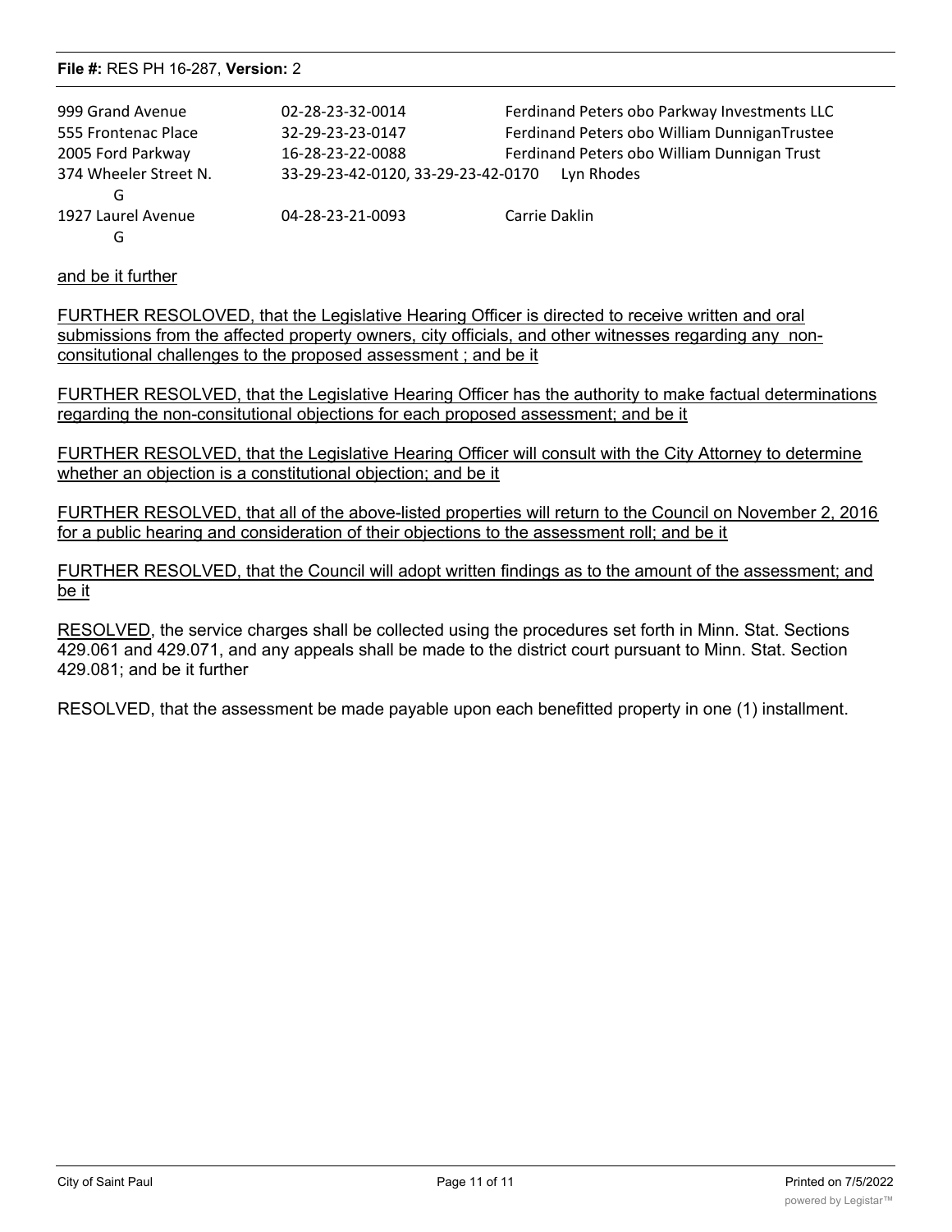| | | |
|---|---|---|
| 999 Grand Avenue | 02-28-23-32-0014 | Ferdinand Peters obo Parkway Investments LLC |
| 555 Frontenac Place | 32-29-23-23-0147 | Ferdinand Peters obo William DunniganTrustee |
| 2005 Ford Parkway | 16-28-23-22-0088 | Ferdinand Peters obo William Dunnigan Trust |
| 374 Wheeler Street N. G | 33-29-23-42-0120, 33-29-23-42-0170 | Lyn Rhodes |
| 1927 Laurel Avenue G | 04-28-23-21-0093 | Carrie Daklin |

and be it further

FURTHER RESOLOVED, that the Legislative Hearing Officer is directed to receive written and oral submissions from the affected property owners, city officials, and other witnesses regarding any non-consitutional challenges to the proposed assessment ; and be it

FURTHER RESOLVED, that the Legislative Hearing Officer has the authority to make factual determinations regarding the non-consitutional objections for each proposed assessment; and be it

FURTHER RESOLVED, that the Legislative Hearing Officer will consult with the City Attorney to determine whether an objection is a constitutional objection; and be it

FURTHER RESOLVED, that all of the above-listed properties will return to the Council on November 2, 2016 for a public hearing and consideration of their objections to the assessment roll; and be it

FURTHER RESOLVED, that the Council will adopt written findings as to the amount of the assessment; and be it

RESOLVED, the service charges shall be collected using the procedures set forth in Minn. Stat. Sections 429.061 and 429.071, and any appeals shall be made to the district court pursuant to Minn. Stat. Section 429.081; and be it further

RESOLVED, that the assessment be made payable upon each benefitted property in one (1) installment.